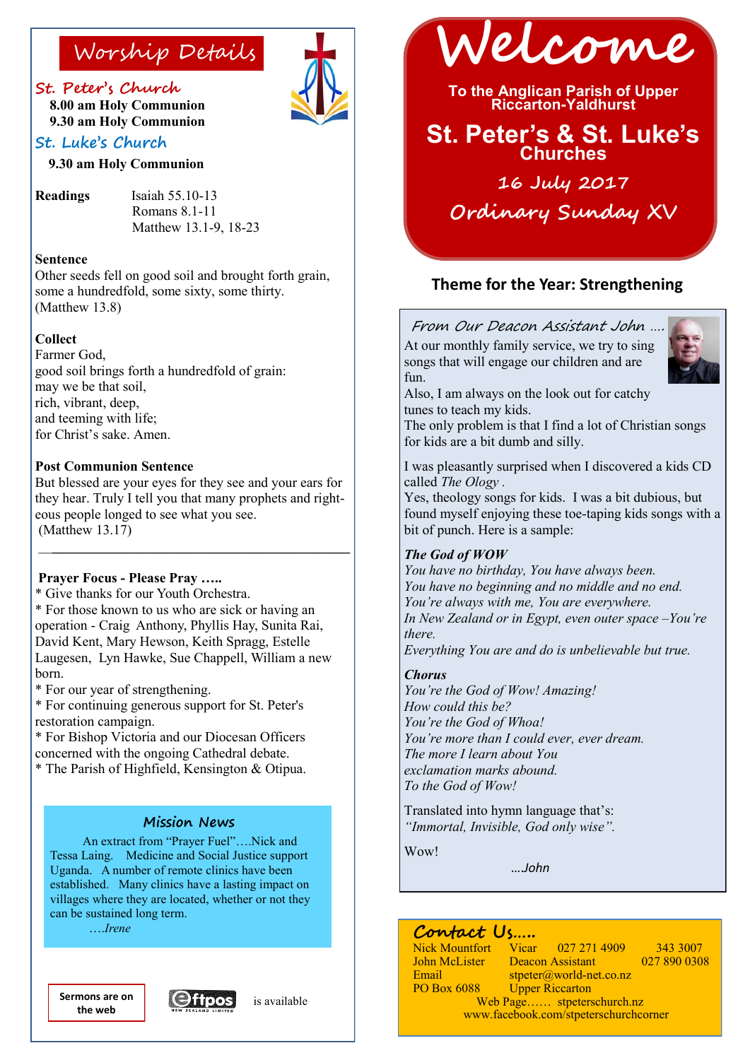# Worship Details

### St. Peter's Church

**8.00 am Holy Communion**
**9.30 am Holy Communion**

### St. Luke's Church

**9.30 am Holy Communion**

**Readings**
Isaiah 55.10-13
Romans 8.1-11
Matthew 13.1-9, 18-23

**Sentence**
Other seeds fell on good soil and brought forth grain, some a hundredfold, some sixty, some thirty.
(Matthew 13.8)

**Collect**
Farmer God,
good soil brings forth a hundredfold of grain:
may we be that soil,
rich, vibrant, deep,
and teeming with life;
for Christ's sake. Amen.

**Post Communion Sentence**
But blessed are your eyes for they see and your ears for they hear. Truly I tell you that many prophets and righteous people longed to see what you see.
(Matthew 13.17)

---

**Prayer Focus - Please Pray …..**

* Give thanks for our Youth Orchestra.
* For those known to us who are sick or having an operation - Craig Anthony, Phyllis Hay, Sunita Rai, David Kent, Mary Hewson, Keith Spragg, Estelle Laugesen, Lyn Hawke, Sue Chappell, William a new born.
* For our year of strengthening.
* For continuing generous support for St. Peter's restoration campaign.
* For Bishop Victoria and our Diocesan Officers concerned with the ongoing Cathedral debate.
* The Parish of Highfield, Kensington & Otipua.

### Mission News

An extract from "Prayer Fuel"….Nick and Tessa Laing. Medicine and Social Justice support Uganda. A number of remote clinics have been established. Many clinics have a lasting impact on villages where they are located, whether or not they can be sustained long term.
….*Irene*

**Sermons are on the web**

Eftpos is available

# Welcome

**To the Anglican Parish of Upper Riccarton-Yaldhurst**

## St. Peter's & St. Luke's Churches

**16 July 2017**

**Ordinary Sunday XV**

## Theme for the Year: Strengthening

### From Our Deacon Assistant John ….

At our monthly family service, we try to sing songs that will engage our children and are fun.
Also, I am always on the look out for catchy tunes to teach my kids.
The only problem is that I find a lot of Christian songs for kids are a bit dumb and silly.

I was pleasantly surprised when I discovered a kids CD called *The Ology* .
Yes, theology songs for kids. I was a bit dubious, but found myself enjoying these toe-taping kids songs with a bit of punch. Here is a sample:

***The God of WOW***
*You have no birthday, You have always been.*
*You have no beginning and no middle and no end.*
*You're always with me, You are everywhere.*
*In New Zealand or in Egypt, even outer space –You're there.*
*Everything You are and do is unbelievable but true.*

***Chorus***
*You're the God of Wow! Amazing!*
*How could this be?*
*You're the God of Whoa!*
*You're more than I could ever, ever dream.*
*The more I learn about You*
*exclamation marks abound.*
*To the God of Wow!*

Translated into hymn language that's:
*"Immortal, Invisible, God only wise".*

Wow!

*…John*

### Contact Us…..

| | | | |
|---|---|---|---|
| Nick Mountfort | Vicar | 027 271 4909 | 343 3007 |
| John McLister | Deacon Assistant | | 027 890 0308 |
| Email | stpeter@world-net.co.nz | | |
| PO Box 6088 | Upper Riccarton | | |

Web Page…… stpeterschurch.nz
www.facebook.com/stpeterschurchcorner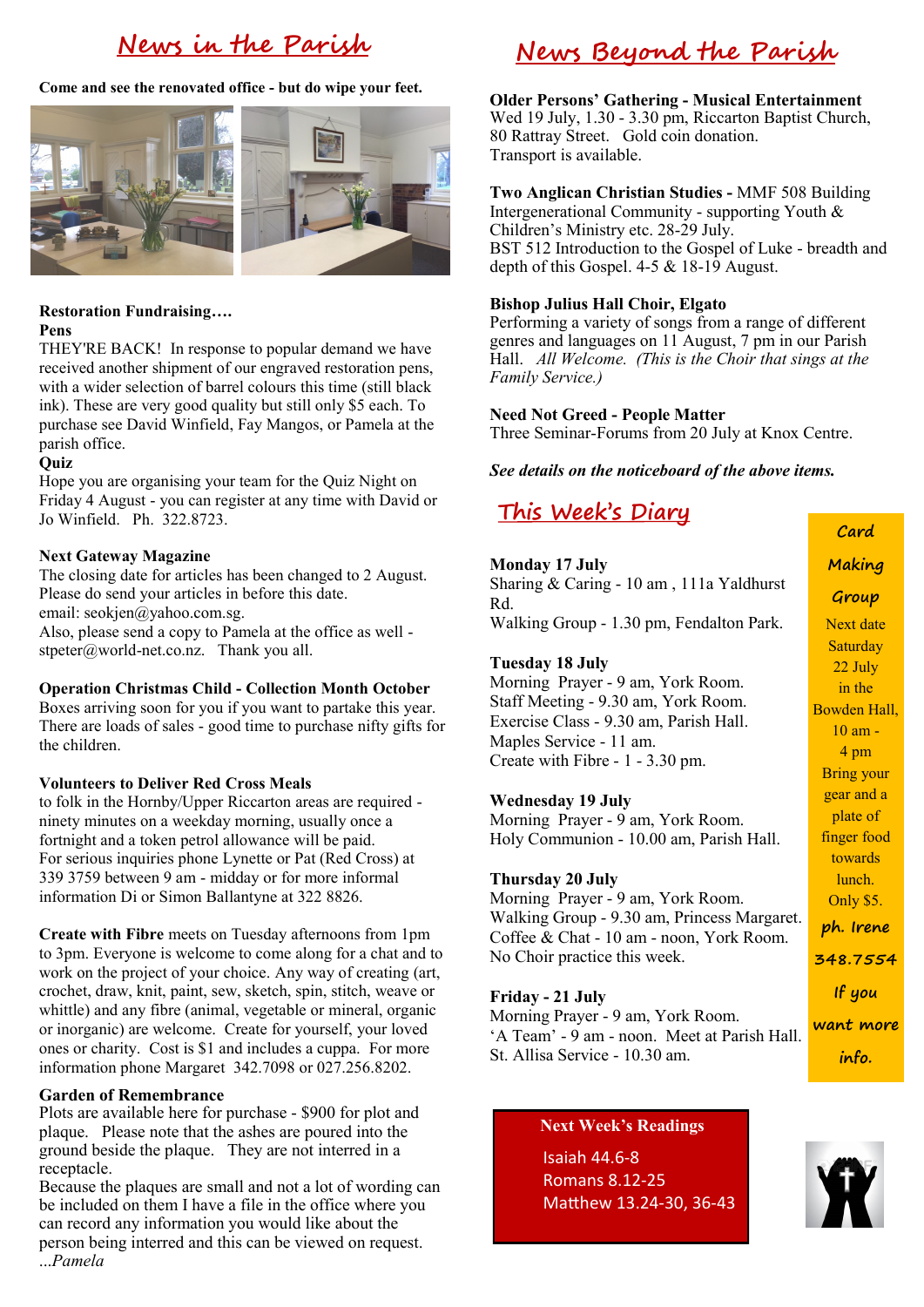# News in the Parish

**Come and see the renovated office - but do wipe your feet.**

**Restoration Fundraising….**

**Pens**

THEY'RE BACK! In response to popular demand we have received another shipment of our engraved restoration pens, with a wider selection of barrel colours this time (still black ink). These are very good quality but still only $5 each. To purchase see David Winfield, Fay Mangos, or Pamela at the parish office.

**Quiz**

Hope you are organising your team for the Quiz Night on Friday 4 August - you can register at any time with David or Jo Winfield. Ph. 322.8723.

**Next Gateway Magazine**

The closing date for articles has been changed to 2 August. Please do send your articles in before this date.
email: seokjen@yahoo.com.sg.
Also, please send a copy to Pamela at the office as well - stpeter@world-net.co.nz. Thank you all.

**Operation Christmas Child - Collection Month October**

Boxes arriving soon for you if you want to partake this year. There are loads of sales - good time to purchase nifty gifts for the children.

**Volunteers to Deliver Red Cross Meals**

to folk in the Hornby/Upper Riccarton areas are required - ninety minutes on a weekday morning, usually once a fortnight and a token petrol allowance will be paid.
For serious inquiries phone Lynette or Pat (Red Cross) at 339 3759 between 9 am - midday or for more informal information Di or Simon Ballantyne at 322 8826.

**Create with Fibre** meets on Tuesday afternoons from 1pm to 3pm. Everyone is welcome to come along for a chat and to work on the project of your choice. Any way of creating (art, crochet, draw, knit, paint, sew, sketch, spin, stitch, weave or whittle) and any fibre (animal, vegetable or mineral, organic or inorganic) are welcome. Create for yourself, your loved ones or charity. Cost is $1 and includes a cuppa. For more information phone Margaret 342.7098 or 027.256.8202.

**Garden of Remembrance**

Plots are available here for purchase - $900 for plot and plaque. Please note that the ashes are poured into the ground beside the plaque. They are not interred in a receptacle.
Because the plaques are small and not a lot of wording can be included on them I have a file in the office where you can record any information you would like about the person being interred and this can be viewed on request.
*...Pamela*

# News Beyond the Parish

**Older Persons' Gathering - Musical Entertainment**
Wed 19 July, 1.30 - 3.30 pm, Riccarton Baptist Church, 80 Rattray Street. Gold coin donation.
Transport is available.

**Two Anglican Christian Studies -** MMF 508 Building Intergenerational Community - supporting Youth & Children's Ministry etc. 28-29 July.
BST 512 Introduction to the Gospel of Luke - breadth and depth of this Gospel. 4-5 & 18-19 August.

**Bishop Julius Hall Choir, Elgato**
Performing a variety of songs from a range of different genres and languages on 11 August, 7 pm in our Parish Hall. *All Welcome. (This is the Choir that sings at the Family Service.)*

**Need Not Greed - People Matter**
Three Seminar-Forums from 20 July at Knox Centre.

***See details on the noticeboard of the above items.***

# This Week's Diary

**Monday 17 July**
Sharing & Caring - 10 am , 111a Yaldhurst Rd.
Walking Group - 1.30 pm, Fendalton Park.

**Tuesday 18 July**
Morning Prayer - 9 am, York Room.
Staff Meeting - 9.30 am, York Room.
Exercise Class - 9.30 am, Parish Hall.
Maples Service - 11 am.
Create with Fibre - 1 - 3.30 pm.

**Wednesday 19 July**
Morning Prayer - 9 am, York Room.
Holy Communion - 10.00 am, Parish Hall.

**Thursday 20 July**
Morning Prayer - 9 am, York Room.
Walking Group - 9.30 am, Princess Margaret.
Coffee & Chat - 10 am - noon, York Room.
No Choir practice this week.

**Friday - 21 July**
Morning Prayer - 9 am, York Room.
'A Team' - 9 am - noon. Meet at Parish Hall.
St. Allisa Service - 10.30 am.

**Card Making Group**

Next date Saturday 22 July in the Bowden Hall, 10 am - 4 pm
Bring your gear and a plate of finger food towards lunch.
Only $5.

**ph. Irene 348.7554 If you want more info.**

**Next Week's Readings**

Isaiah 44.6-8
Romans 8.12-25
Matthew 13.24-30, 36-43